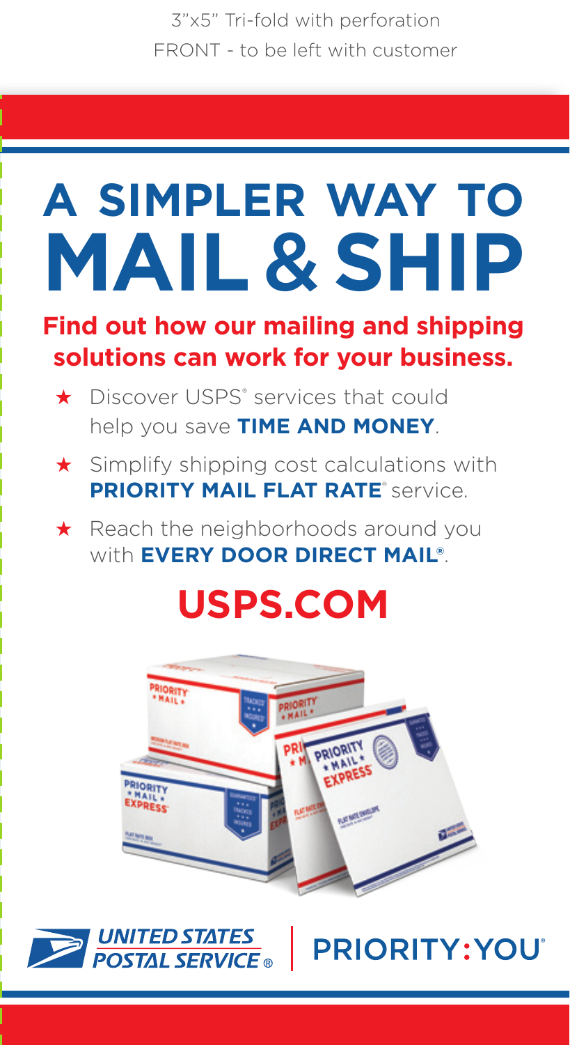3"x5" Tri-fold with perforation
FRONT - to be left with customer

# A SIMPLER WAY TO MAIL & SHIP

**Find out how our mailing and shipping solutions can work for your business.**

- ★ Discover USPS® services that could help you save **TIME AND MONEY**.
- ★ Simplify shipping cost calculations with **PRIORITY MAIL FLAT RATE**® service.
- ★ Reach the neighborhoods around you with **EVERY DOOR DIRECT MAIL®**.

## USPS.COM

UNITED STATES POSTAL SERVICE® | PRIORITY:YOU®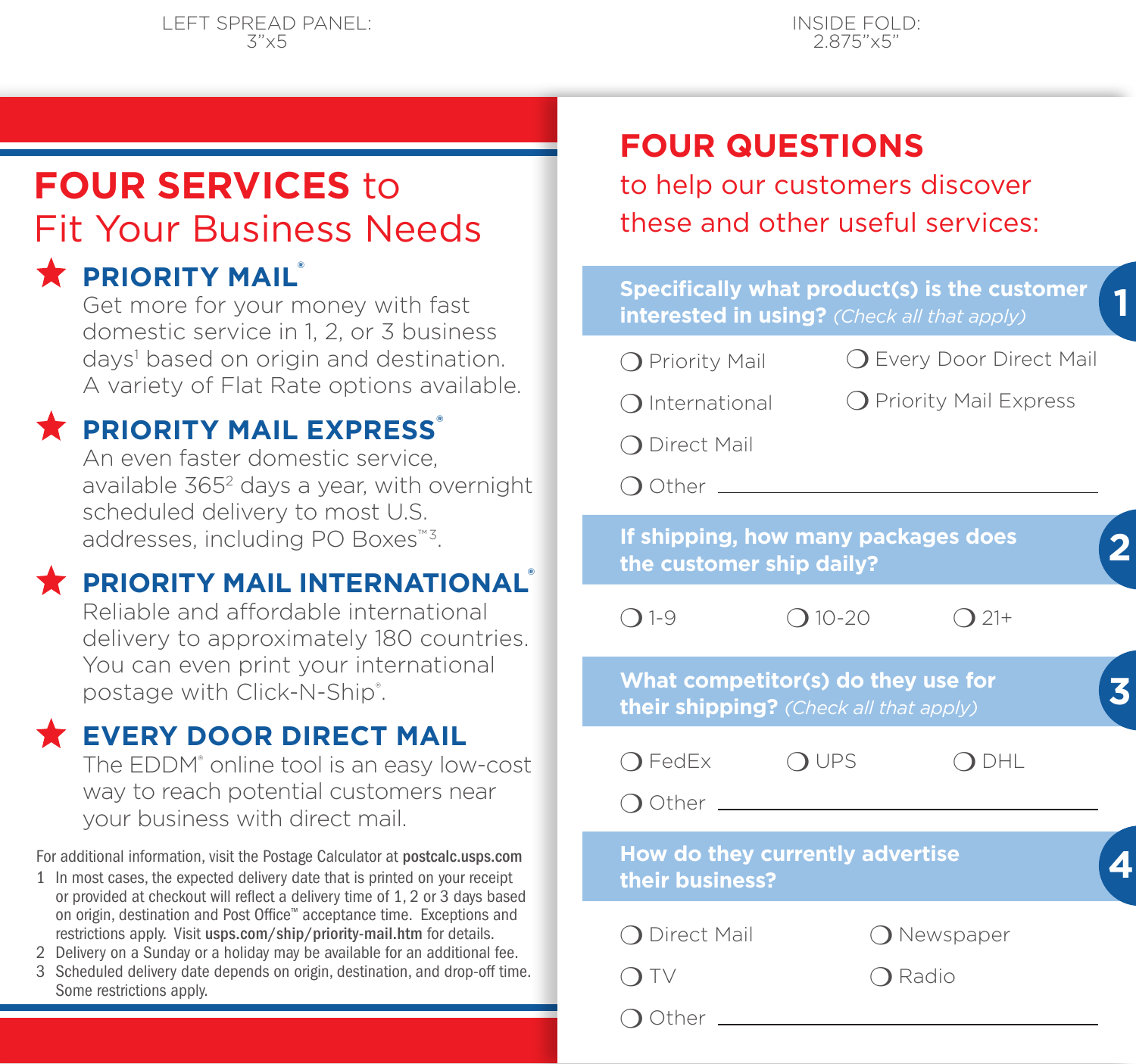LEFT SPREAD PANEL: 3"x5

INSIDE FOLD: 2.875"x5"

# FOUR SERVICES to Fit Your Business Needs

## ★ PRIORITY MAIL®

Get more for your money with fast domestic service in 1, 2, or 3 business days[1] based on origin and destination. A variety of Flat Rate options available.

## ★ PRIORITY MAIL EXPRESS®

An even faster domestic service, available 365[2] days a year, with overnight scheduled delivery to most U.S. addresses, including PO Boxes™[3].

## ★ PRIORITY MAIL INTERNATIONAL®

Reliable and affordable international delivery to approximately 180 countries. You can even print your international postage with Click-N-Ship®.

## ★ EVERY DOOR DIRECT MAIL

The EDDM® online tool is an easy low-cost way to reach potential customers near your business with direct mail.

For additional information, visit the Postage Calculator at **postcalc.usps.com**

1. In most cases, the expected delivery date that is printed on your receipt or provided at checkout will reflect a delivery time of 1, 2 or 3 days based on origin, destination and Post Office™ acceptance time. Exceptions and restrictions apply. Visit **usps.com/ship/priority-mail.htm** for details.
2. Delivery on a Sunday or a holiday may be available for an additional fee.
3. Scheduled delivery date depends on origin, destination, and drop-off time. Some restrictions apply.

# FOUR QUESTIONS

to help our customers discover these and other useful services:

### 1 Specifically what product(s) is the customer interested in using? *(Check all that apply)*

- ❍ Priority Mail
- ❍ Every Door Direct Mail
- ❍ International
- ❍ Priority Mail Express
- ❍ Direct Mail
- ❍ Other ____________________

### 2 If shipping, how many packages does the customer ship daily?

- ❍ 1-9
- ❍ 10-20
- ❍ 21+

### 3 What competitor(s) do they use for their shipping? *(Check all that apply)*

- ❍ FedEx
- ❍ UPS
- ❍ DHL
- ❍ Other ____________________

### 4 How do they currently advertise their business?

- ❍ Direct Mail
- ❍ Newspaper
- ❍ TV
- ❍ Radio
- ❍ Other ____________________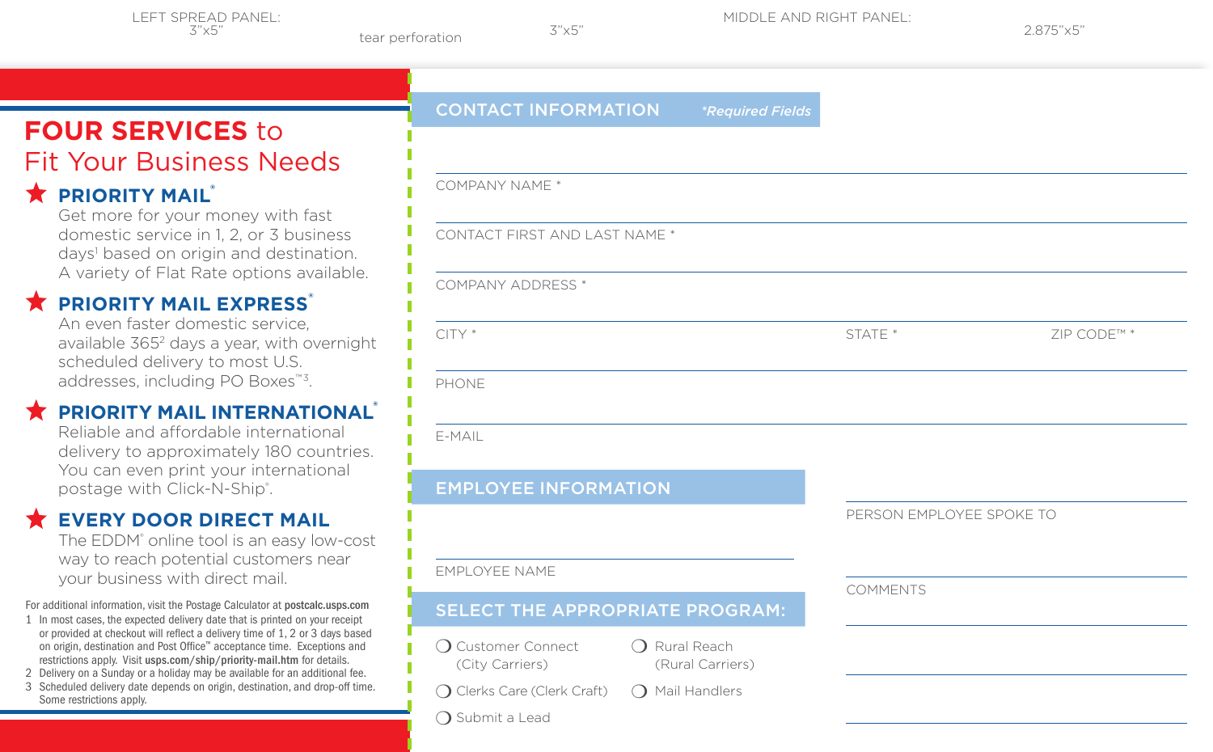LEFT SPREAD PANEL: 3"x5" tear perforation 3"x5" MIDDLE AND RIGHT PANEL: 2.875"x5"

# FOUR SERVICES to Fit Your Business Needs

## ★ PRIORITY MAIL®

Get more for your money with fast domestic service in 1, 2, or 3 business days[1] based on origin and destination. A variety of Flat Rate options available.

## ★ PRIORITY MAIL EXPRESS®

An even faster domestic service, available 365[2] days a year, with overnight scheduled delivery to most U.S. addresses, including PO Boxes™[3].

## ★ PRIORITY MAIL INTERNATIONAL®

Reliable and affordable international delivery to approximately 180 countries. You can even print your international postage with Click-N-Ship®.

## ★ EVERY DOOR DIRECT MAIL

The EDDM® online tool is an easy low-cost way to reach potential customers near your business with direct mail.

For additional information, visit the Postage Calculator at **postcalc.usps.com**

1. In most cases, the expected delivery date that is printed on your receipt or provided at checkout will reflect a delivery time of 1, 2 or 3 days based on origin, destination and Post Office™ acceptance time. Exceptions and restrictions apply. Visit **usps.com/ship/priority-mail.htm** for details.
2. Delivery on a Sunday or a holiday may be available for an additional fee.
3. Scheduled delivery date depends on origin, destination, and drop-off time. Some restrictions apply.

## CONTACT INFORMATION *Required Fields*

COMPANY NAME *

CONTACT FIRST AND LAST NAME *

COMPANY ADDRESS *

CITY * STATE * ZIP CODE™ *

PHONE

E-MAIL

## EMPLOYEE INFORMATION

EMPLOYEE NAME

PERSON EMPLOYEE SPOKE TO

COMMENTS

## SELECT THE APPROPRIATE PROGRAM:

- ❍ Customer Connect (City Carriers)
- ❍ Rural Reach (Rural Carriers)
- ❍ Clerks Care (Clerk Craft)
- ❍ Mail Handlers
- ❍ Submit a Lead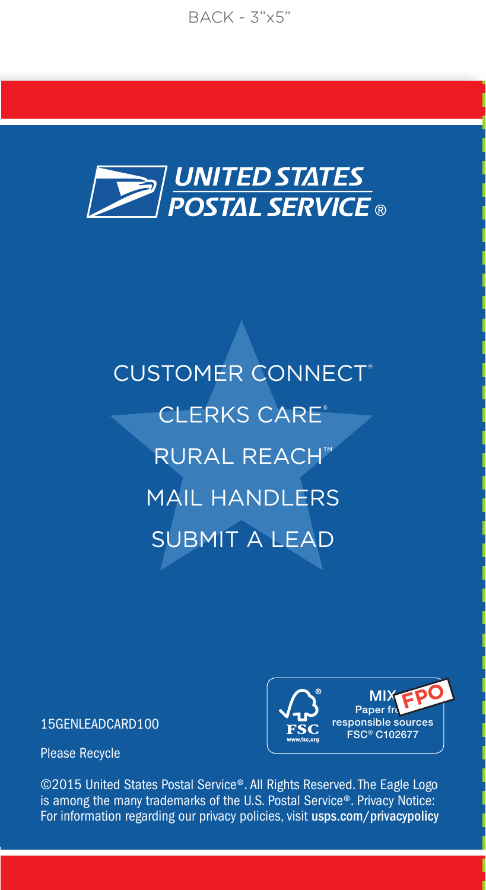BACK - 3"x5"

UNITED STATES POSTAL SERVICE®

CUSTOMER CONNECT®

CLERKS CARE®

RURAL REACH™

MAIL HANDLERS

SUBMIT A LEAD

MIX Paper from responsible sources FSC® C102677

FSC www.fsc.org

FPO

15GENLEADCARD100

Please Recycle

©2015 United States Postal Service®. All Rights Reserved. The Eagle Logo is among the many trademarks of the U.S. Postal Service®. Privacy Notice: For information regarding our privacy policies, visit **usps.com/privacypolicy**